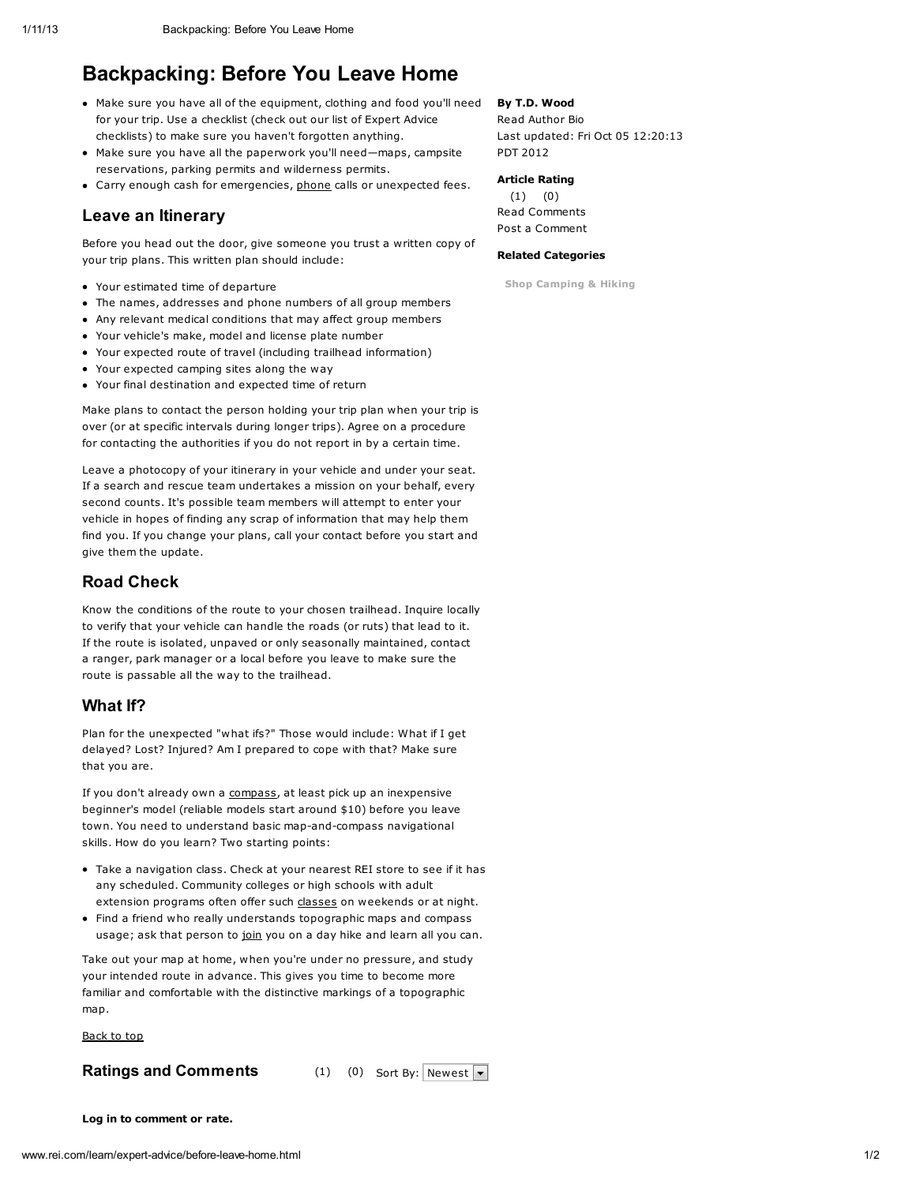# Backpacking: Before You Leave Home

By T.D. Wood
Read Author Bio
Last updated: Fri Oct 05 12:20:13 PDT 2012

**Article Rating**
(1) (0)
Read Comments
Post a Comment

**Related Categories**

Shop Camping & Hiking

- Make sure you have all of the equipment, clothing and food you'll need for your trip. Use a checklist (check out our list of Expert Advice checklists) to make sure you haven't forgotten anything.
- Make sure you have all the paperwork you'll need—maps, campsite reservations, parking permits and wilderness permits.
- Carry enough cash for emergencies, phone calls or unexpected fees.

## Leave an Itinerary

Before you head out the door, give someone you trust a written copy of your trip plans. This written plan should include:

- Your estimated time of departure
- The names, addresses and phone numbers of all group members
- Any relevant medical conditions that may affect group members
- Your vehicle's make, model and license plate number
- Your expected route of travel (including trailhead information)
- Your expected camping sites along the way
- Your final destination and expected time of return

Make plans to contact the person holding your trip plan when your trip is over (or at specific intervals during longer trips). Agree on a procedure for contacting the authorities if you do not report in by a certain time.

Leave a photocopy of your itinerary in your vehicle and under your seat. If a search and rescue team undertakes a mission on your behalf, every second counts. It's possible team members will attempt to enter your vehicle in hopes of finding any scrap of information that may help them find you. If you change your plans, call your contact before you start and give them the update.

## Road Check

Know the conditions of the route to your chosen trailhead. Inquire locally to verify that your vehicle can handle the roads (or ruts) that lead to it. If the route is isolated, unpaved or only seasonally maintained, contact a ranger, park manager or a local before you leave to make sure the route is passable all the way to the trailhead.

## What If?

Plan for the unexpected "what ifs?" Those would include: What if I get delayed? Lost? Injured? Am I prepared to cope with that? Make sure that you are.

If you don't already own a compass, at least pick up an inexpensive beginner's model (reliable models start around $10) before you leave town. You need to understand basic map-and-compass navigational skills. How do you learn? Two starting points:

- Take a navigation class. Check at your nearest REI store to see if it has any scheduled. Community colleges or high schools with adult extension programs often offer such classes on weekends or at night.
- Find a friend who really understands topographic maps and compass usage; ask that person to join you on a day hike and learn all you can.

Take out your map at home, when you're under no pressure, and study your intended route in advance. This gives you time to become more familiar and comfortable with the distinctive markings of a topographic map.

Back to top

## Ratings and Comments

(1) (0) Sort By: Newest

**Log in to comment or rate.**